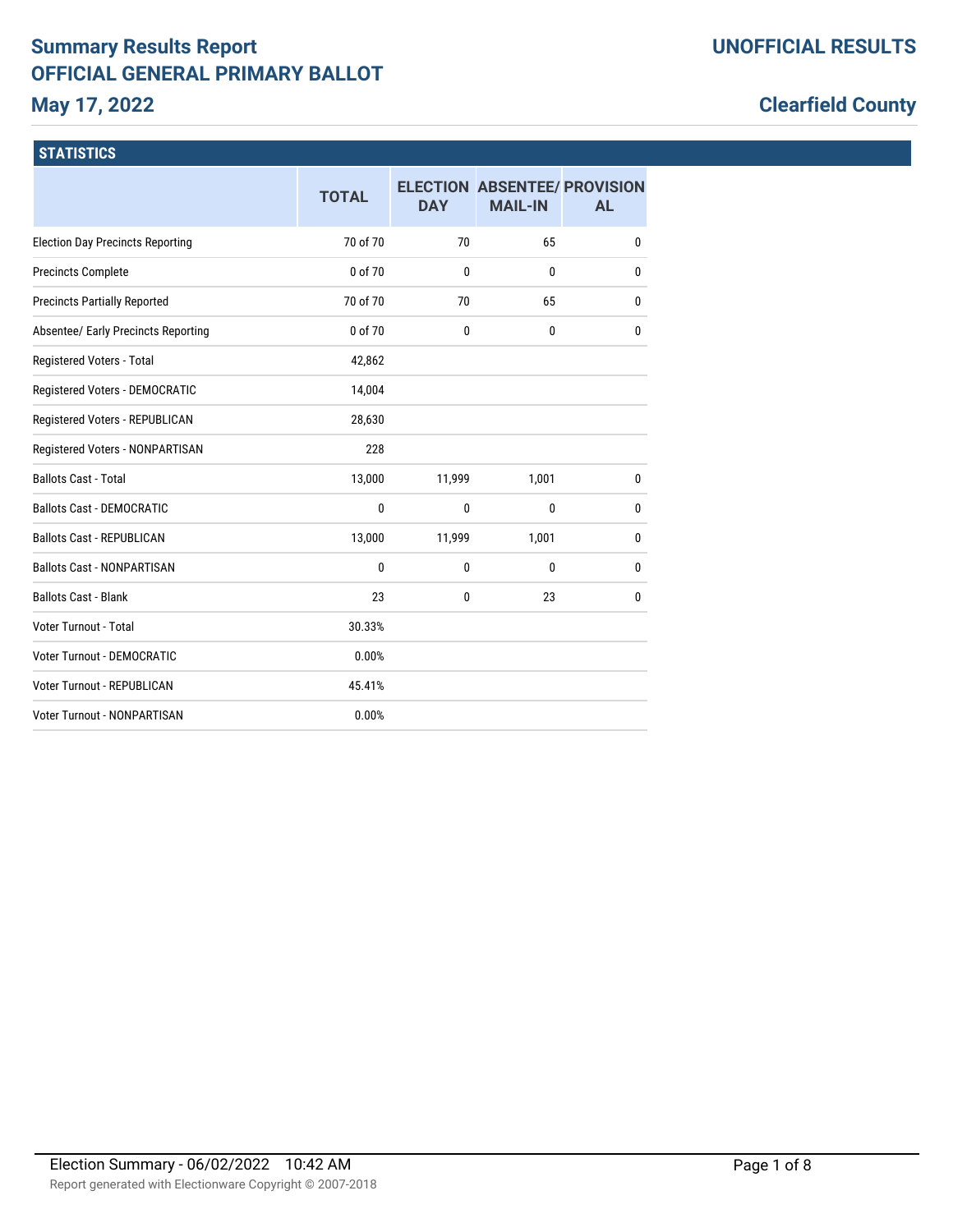# Summary Results Report
## OFFICIAL GENERAL PRIMARY BALLOT
## May 17, 2022

**UNOFFICIAL RESULTS**

**Clearfield County**

### STATISTICS

| | TOTAL | ELECTION DAY | ABSENTEE/ MAIL-IN | PROVISIONAL |
|---|---|---|---|---|
| Election Day Precincts Reporting | 70 of 70 | 70 | 65 | 0 |
| Precincts Complete | 0 of 70 | 0 | 0 | 0 |
| Precincts Partially Reported | 70 of 70 | 70 | 65 | 0 |
| Absentee/ Early Precincts Reporting | 0 of 70 | 0 | 0 | 0 |
| Registered Voters - Total | 42,862 | | | |
| Registered Voters - DEMOCRATIC | 14,004 | | | |
| Registered Voters - REPUBLICAN | 28,630 | | | |
| Registered Voters - NONPARTISAN | 228 | | | |
| Ballots Cast - Total | 13,000 | 11,999 | 1,001 | 0 |
| Ballots Cast - DEMOCRATIC | 0 | 0 | 0 | 0 |
| Ballots Cast - REPUBLICAN | 13,000 | 11,999 | 1,001 | 0 |
| Ballots Cast - NONPARTISAN | 0 | 0 | 0 | 0 |
| Ballots Cast - Blank | 23 | 0 | 23 | 0 |
| Voter Turnout - Total | 30.33% | | | |
| Voter Turnout - DEMOCRATIC | 0.00% | | | |
| Voter Turnout - REPUBLICAN | 45.41% | | | |
| Voter Turnout - NONPARTISAN | 0.00% | | | |

Election Summary - 06/02/2022 10:42 AM

Report generated with Electionware Copyright © 2007-2018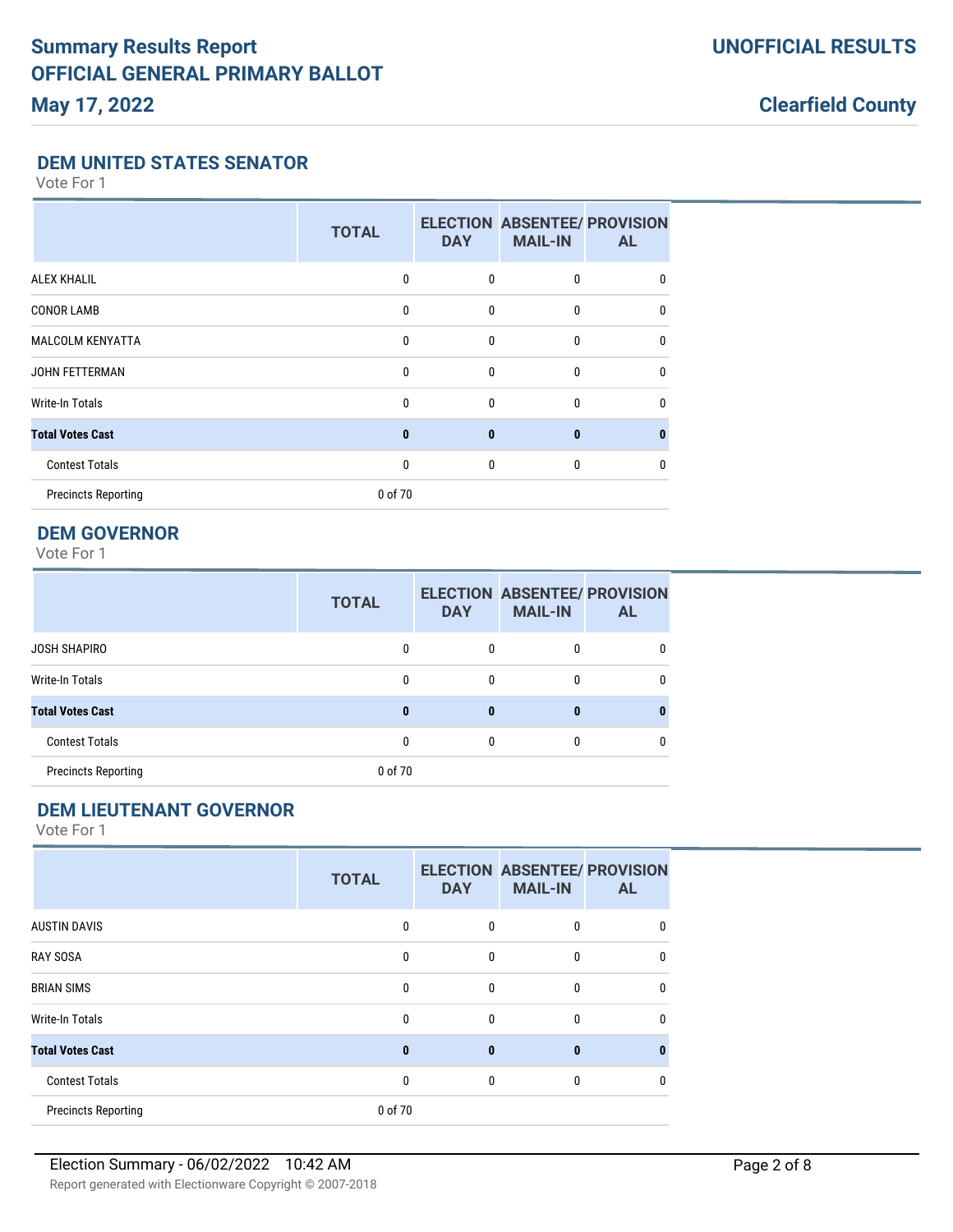# Summary Results Report
## OFFICIAL GENERAL PRIMARY BALLOT
## May 17, 2022

**UNOFFICIAL RESULTS**

**Clearfield County**

### DEM UNITED STATES SENATOR

Vote For 1

| | TOTAL | ELECTION DAY | ABSENTEE/ MAIL-IN | PROVISIONAL |
|---|---|---|---|---|
| ALEX KHALIL | 0 | 0 | 0 | 0 |
| CONOR LAMB | 0 | 0 | 0 | 0 |
| MALCOLM KENYATTA | 0 | 0 | 0 | 0 |
| JOHN FETTERMAN | 0 | 0 | 0 | 0 |
| Write-In Totals | 0 | 0 | 0 | 0 |
| **Total Votes Cast** | **0** | **0** | **0** | **0** |
| Contest Totals | 0 | 0 | 0 | 0 |
| Precincts Reporting | 0 of 70 | | | |

### DEM GOVERNOR

Vote For 1

| | TOTAL | ELECTION DAY | ABSENTEE/ MAIL-IN | PROVISIONAL |
|---|---|---|---|---|
| JOSH SHAPIRO | 0 | 0 | 0 | 0 |
| Write-In Totals | 0 | 0 | 0 | 0 |
| **Total Votes Cast** | **0** | **0** | **0** | **0** |
| Contest Totals | 0 | 0 | 0 | 0 |
| Precincts Reporting | 0 of 70 | | | |

### DEM LIEUTENANT GOVERNOR

Vote For 1

| | TOTAL | ELECTION DAY | ABSENTEE/ MAIL-IN | PROVISIONAL |
|---|---|---|---|---|
| AUSTIN DAVIS | 0 | 0 | 0 | 0 |
| RAY SOSA | 0 | 0 | 0 | 0 |
| BRIAN SIMS | 0 | 0 | 0 | 0 |
| Write-In Totals | 0 | 0 | 0 | 0 |
| **Total Votes Cast** | **0** | **0** | **0** | **0** |
| Contest Totals | 0 | 0 | 0 | 0 |
| Precincts Reporting | 0 of 70 | | | |

Election Summary - 06/02/2022 10:42 AM

Report generated with Electionware Copyright © 2007-2018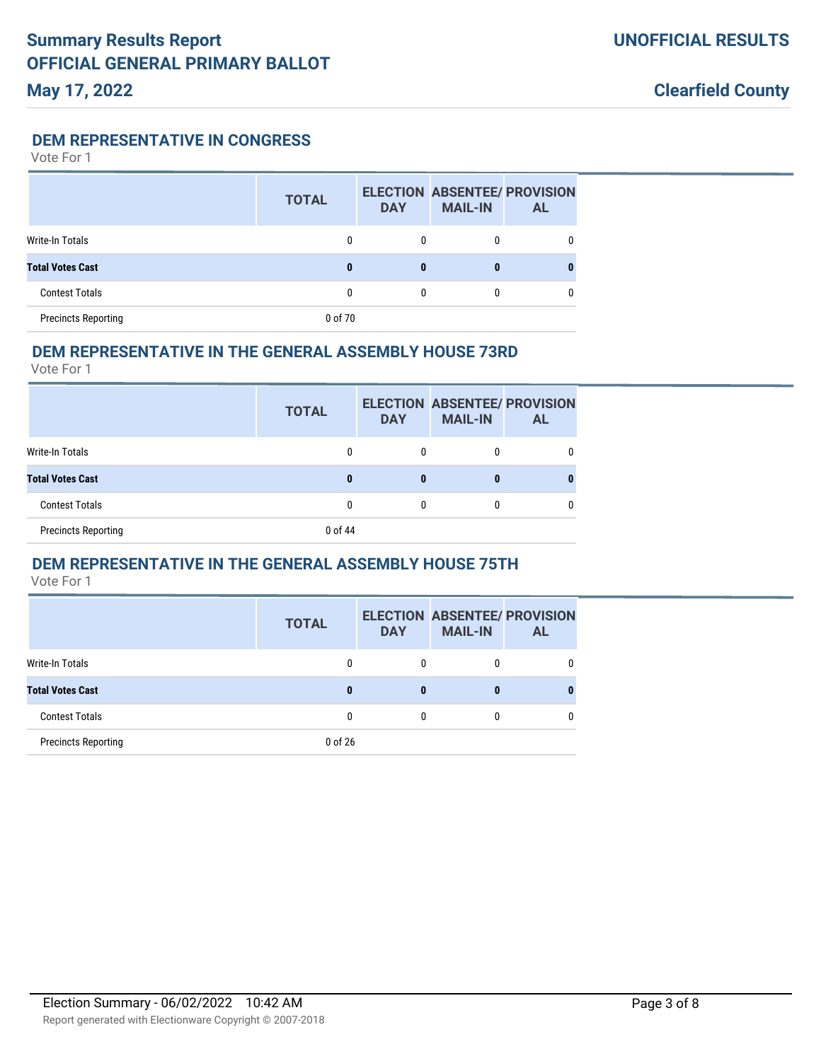# Summary Results Report
# OFFICIAL GENERAL PRIMARY BALLOT
# May 17, 2022

**UNOFFICIAL RESULTS**

**Clearfield County**

## DEM REPRESENTATIVE IN CONGRESS

Vote For 1

| | TOTAL | ELECTION DAY | ABSENTEE/ MAIL-IN | PROVISIONAL |
|---|---|---|---|---|
| Write-In Totals | 0 | 0 | 0 | 0 |
| **Total Votes Cast** | **0** | **0** | **0** | **0** |
| Contest Totals | 0 | 0 | 0 | 0 |
| Precincts Reporting | 0 of 70 | | | |

## DEM REPRESENTATIVE IN THE GENERAL ASSEMBLY HOUSE 73RD

Vote For 1

| | TOTAL | ELECTION DAY | ABSENTEE/ MAIL-IN | PROVISIONAL |
|---|---|---|---|---|
| Write-In Totals | 0 | 0 | 0 | 0 |
| **Total Votes Cast** | **0** | **0** | **0** | **0** |
| Contest Totals | 0 | 0 | 0 | 0 |
| Precincts Reporting | 0 of 44 | | | |

## DEM REPRESENTATIVE IN THE GENERAL ASSEMBLY HOUSE 75TH

Vote For 1

| | TOTAL | ELECTION DAY | ABSENTEE/ MAIL-IN | PROVISIONAL |
|---|---|---|---|---|
| Write-In Totals | 0 | 0 | 0 | 0 |
| **Total Votes Cast** | **0** | **0** | **0** | **0** |
| Contest Totals | 0 | 0 | 0 | 0 |
| Precincts Reporting | 0 of 26 | | | |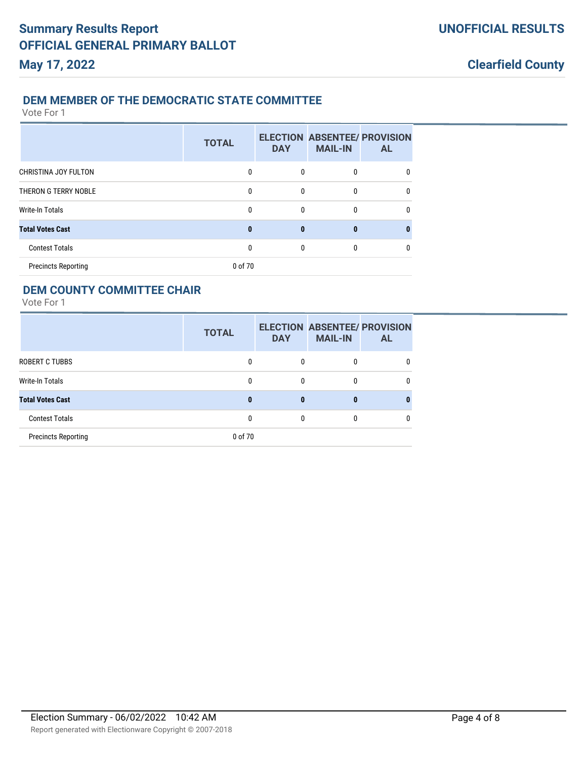## DEM MEMBER OF THE DEMOCRATIC STATE COMMITTEE

Vote For 1

| | TOTAL | ELECTION DAY | ABSENTEE/ MAIL-IN | PROVISIONAL |
|---|---|---|---|---|
| CHRISTINA JOY FULTON | 0 | 0 | 0 | 0 |
| THERON G TERRY NOBLE | 0 | 0 | 0 | 0 |
| Write-In Totals | 0 | 0 | 0 | 0 |
| **Total Votes Cast** | **0** | **0** | **0** | **0** |
| Contest Totals | 0 | 0 | 0 | 0 |
| Precincts Reporting | 0 of 70 | | | |

## DEM COUNTY COMMITTEE CHAIR

Vote For 1

| | TOTAL | ELECTION DAY | ABSENTEE/ MAIL-IN | PROVISIONAL |
|---|---|---|---|---|
| ROBERT C TUBBS | 0 | 0 | 0 | 0 |
| Write-In Totals | 0 | 0 | 0 | 0 |
| **Total Votes Cast** | **0** | **0** | **0** | **0** |
| Contest Totals | 0 | 0 | 0 | 0 |
| Precincts Reporting | 0 of 70 | | | |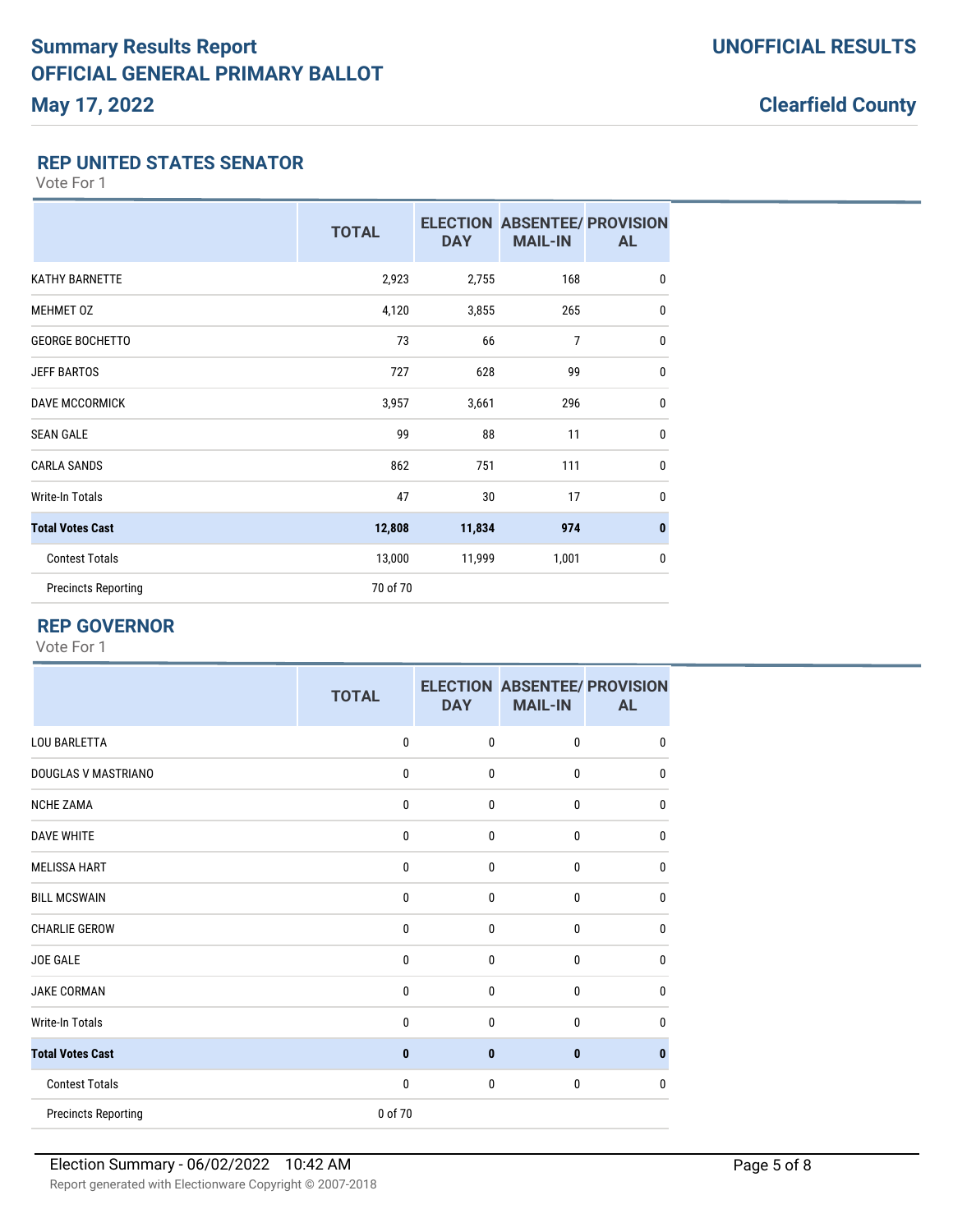# Summary Results Report
# OFFICIAL GENERAL PRIMARY BALLOT
# May 17, 2022

**UNOFFICIAL RESULTS**

**Clearfield County**

## REP UNITED STATES SENATOR

Vote For 1

| | TOTAL | ELECTION DAY | ABSENTEE/ MAIL-IN | PROVISIONAL |
|---|---|---|---|---|
| KATHY BARNETTE | 2,923 | 2,755 | 168 | 0 |
| MEHMET OZ | 4,120 | 3,855 | 265 | 0 |
| GEORGE BOCHETTO | 73 | 66 | 7 | 0 |
| JEFF BARTOS | 727 | 628 | 99 | 0 |
| DAVE MCCORMICK | 3,957 | 3,661 | 296 | 0 |
| SEAN GALE | 99 | 88 | 11 | 0 |
| CARLA SANDS | 862 | 751 | 111 | 0 |
| Write-In Totals | 47 | 30 | 17 | 0 |
| **Total Votes Cast** | **12,808** | **11,834** | **974** | **0** |
| Contest Totals | 13,000 | 11,999 | 1,001 | 0 |
| Precincts Reporting | 70 of 70 | | | |

## REP GOVERNOR

Vote For 1

| | TOTAL | ELECTION DAY | ABSENTEE/ MAIL-IN | PROVISIONAL |
|---|---|---|---|---|
| LOU BARLETTA | 0 | 0 | 0 | 0 |
| DOUGLAS V MASTRIANO | 0 | 0 | 0 | 0 |
| NCHE ZAMA | 0 | 0 | 0 | 0 |
| DAVE WHITE | 0 | 0 | 0 | 0 |
| MELISSA HART | 0 | 0 | 0 | 0 |
| BILL MCSWAIN | 0 | 0 | 0 | 0 |
| CHARLIE GEROW | 0 | 0 | 0 | 0 |
| JOE GALE | 0 | 0 | 0 | 0 |
| JAKE CORMAN | 0 | 0 | 0 | 0 |
| Write-In Totals | 0 | 0 | 0 | 0 |
| **Total Votes Cast** | **0** | **0** | **0** | **0** |
| Contest Totals | 0 | 0 | 0 | 0 |
| Precincts Reporting | 0 of 70 | | | |

Election Summary - 06/02/2022 10:42 AM

Report generated with Electionware Copyright © 2007-2018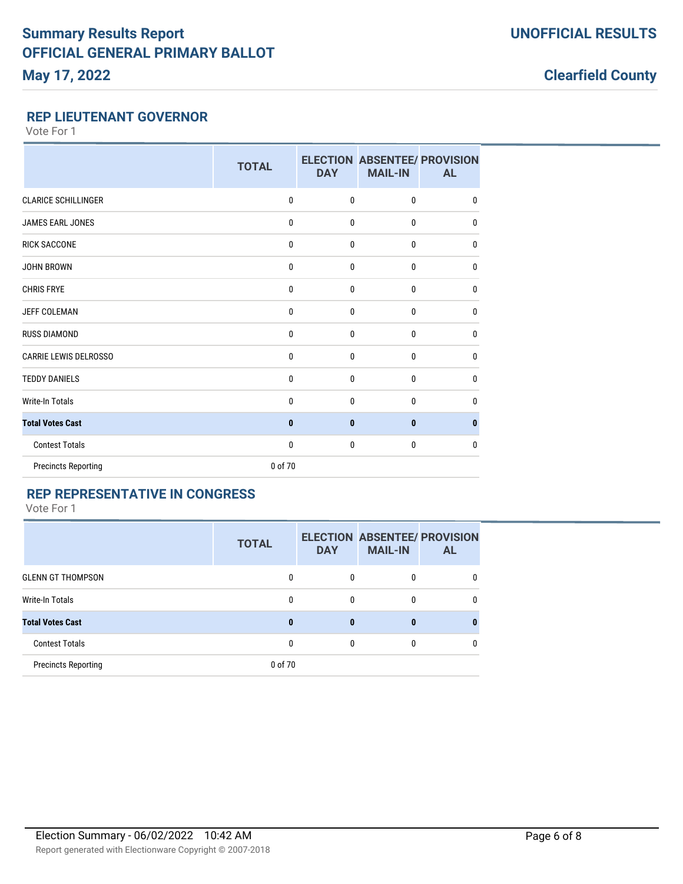# Summary Results Report
# OFFICIAL GENERAL PRIMARY BALLOT
## May 17, 2022

**UNOFFICIAL RESULTS**

**Clearfield County**

### REP LIEUTENANT GOVERNOR

Vote For 1

| | TOTAL | ELECTION DAY | ABSENTEE/ MAIL-IN | PROVISIONAL |
|---|---|---|---|---|
| CLARICE SCHILLINGER | 0 | 0 | 0 | 0 |
| JAMES EARL JONES | 0 | 0 | 0 | 0 |
| RICK SACCONE | 0 | 0 | 0 | 0 |
| JOHN BROWN | 0 | 0 | 0 | 0 |
| CHRIS FRYE | 0 | 0 | 0 | 0 |
| JEFF COLEMAN | 0 | 0 | 0 | 0 |
| RUSS DIAMOND | 0 | 0 | 0 | 0 |
| CARRIE LEWIS DELROSSO | 0 | 0 | 0 | 0 |
| TEDDY DANIELS | 0 | 0 | 0 | 0 |
| Write-In Totals | 0 | 0 | 0 | 0 |
| **Total Votes Cast** | **0** | **0** | **0** | **0** |
| Contest Totals | 0 | 0 | 0 | 0 |
| Precincts Reporting | 0 of 70 | | | |

### REP REPRESENTATIVE IN CONGRESS

Vote For 1

| | TOTAL | ELECTION DAY | ABSENTEE/ MAIL-IN | PROVISIONAL |
|---|---|---|---|---|
| GLENN GT THOMPSON | 0 | 0 | 0 | 0 |
| Write-In Totals | 0 | 0 | 0 | 0 |
| **Total Votes Cast** | **0** | **0** | **0** | **0** |
| Contest Totals | 0 | 0 | 0 | 0 |
| Precincts Reporting | 0 of 70 | | | |

Election Summary - 06/02/2022 10:42 AM

Report generated with Electionware Copyright © 2007-2018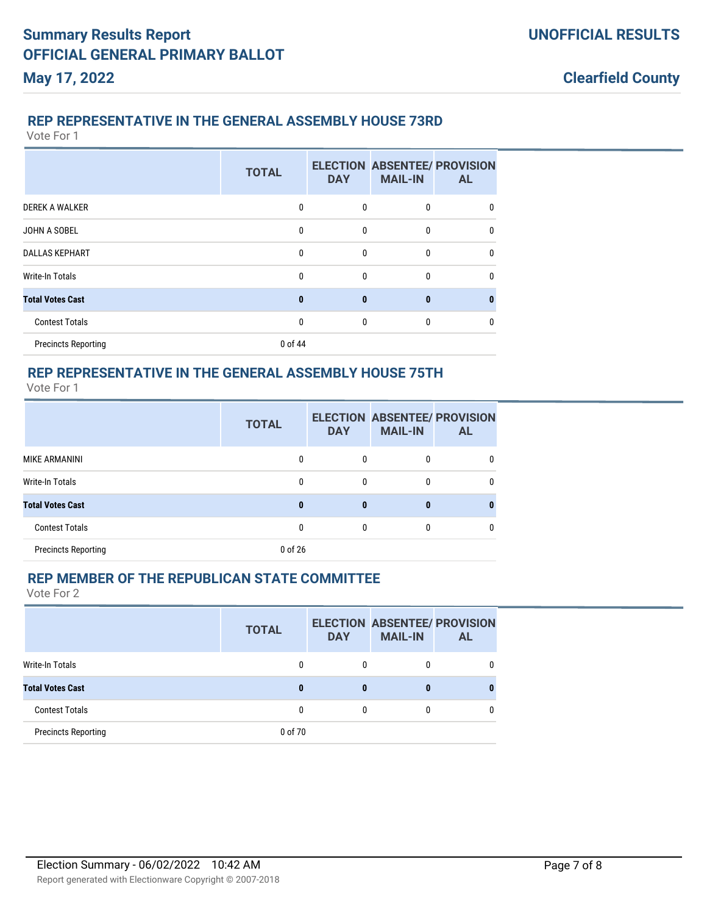# Summary Results Report

## OFFICIAL GENERAL PRIMARY BALLOT

**May 17, 2022**

**UNOFFICIAL RESULTS**

**Clearfield County**

### REP REPRESENTATIVE IN THE GENERAL ASSEMBLY HOUSE 73RD

Vote For 1

| | TOTAL | ELECTION DAY | ABSENTEE/ MAIL-IN | PROVISIONAL |
|---|---|---|---|---|
| DEREK A WALKER | 0 | 0 | 0 | 0 |
| JOHN A SOBEL | 0 | 0 | 0 | 0 |
| DALLAS KEPHART | 0 | 0 | 0 | 0 |
| Write-In Totals | 0 | 0 | 0 | 0 |
| **Total Votes Cast** | **0** | **0** | **0** | **0** |
| Contest Totals | 0 | 0 | 0 | 0 |
| Precincts Reporting | 0 of 44 | | | |

### REP REPRESENTATIVE IN THE GENERAL ASSEMBLY HOUSE 75TH

Vote For 1

| | TOTAL | ELECTION DAY | ABSENTEE/ MAIL-IN | PROVISIONAL |
|---|---|---|---|---|
| MIKE ARMANINI | 0 | 0 | 0 | 0 |
| Write-In Totals | 0 | 0 | 0 | 0 |
| **Total Votes Cast** | **0** | **0** | **0** | **0** |
| Contest Totals | 0 | 0 | 0 | 0 |
| Precincts Reporting | 0 of 26 | | | |

### REP MEMBER OF THE REPUBLICAN STATE COMMITTEE

Vote For 2

| | TOTAL | ELECTION DAY | ABSENTEE/ MAIL-IN | PROVISIONAL |
|---|---|---|---|---|
| Write-In Totals | 0 | 0 | 0 | 0 |
| **Total Votes Cast** | **0** | **0** | **0** | **0** |
| Contest Totals | 0 | 0 | 0 | 0 |
| Precincts Reporting | 0 of 70 | | | |

Election Summary - 06/02/2022 10:42 AM

Report generated with Electionware Copyright © 2007-2018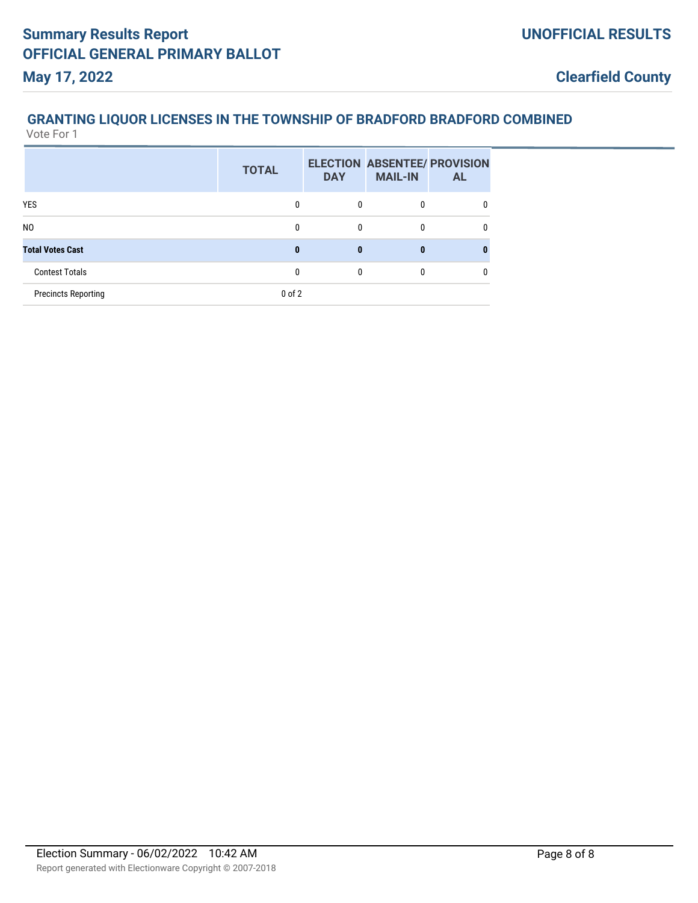## GRANTING LIQUOR LICENSES IN THE TOWNSHIP OF BRADFORD BRADFORD COMBINED

Vote For 1

| | TOTAL | ELECTION DAY | ABSENTEE/ MAIL-IN | PROVISIONAL |
|---|---|---|---|---|
| YES | 0 | 0 | 0 | 0 |
| NO | 0 | 0 | 0 | 0 |
| **Total Votes Cast** | **0** | **0** | **0** | **0** |
| Contest Totals | 0 | 0 | 0 | 0 |
| Precincts Reporting | 0 of 2 | | | |